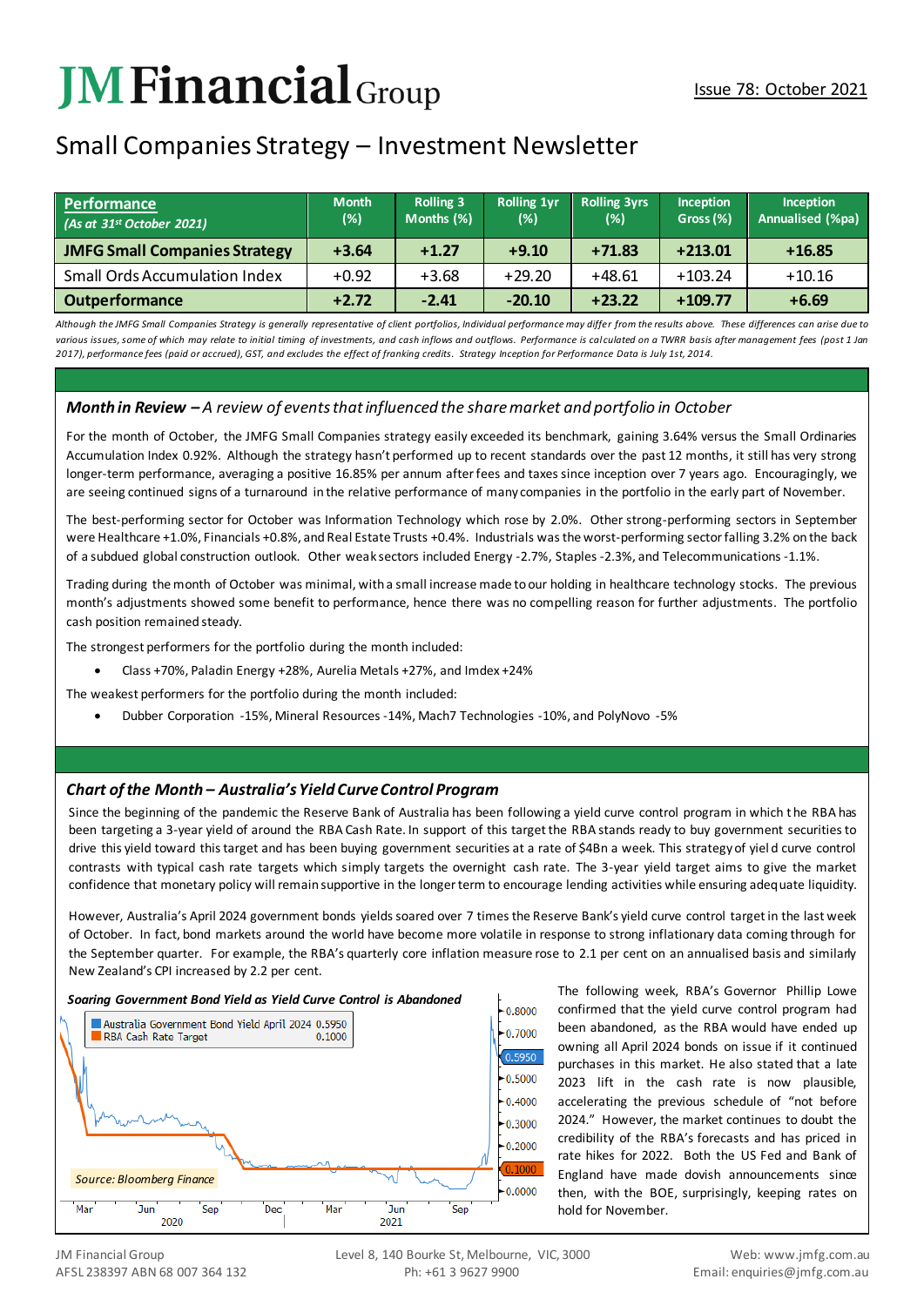# JM Financial Group

Issue 78: October 2021

## Small Companies Strategy – Investment Newsletter

| **Performance** *(As at 31st October 2021)* | Month (%) | Rolling 3 Months (%) | Rolling 1yr (%) | Rolling 3yrs (%) | Inception Gross (%) | Inception Annualised (%pa) |
|---|---|---|---|---|---|---|
| **JMFG Small Companies Strategy** | **+3.64** | **+1.27** | **+9.10** | **+71.83** | **+213.01** | **+16.85** |
| Small Ords Accumulation Index | +0.92 | +3.68 | +29.20 | +48.61 | +103.24 | +10.16 |
| **Outperformance** | **+2.72** | **-2.41** | **-20.10** | **+23.22** | **+109.77** | **+6.69** |

*Although the JMFG Small Companies Strategy is generally representative of client portfolios, Individual performance may differ from the results above. These differences can arise due to various issues, some of which may relate to initial timing of investments, and cash inflows and outflows. Performance is calculated on a TWRR basis after management fees (post 1 Jan 2017), performance fees (paid or accrued), GST, and excludes the effect of franking credits. Strategy Inception for Performance Data is July 1st, 2014.*

### ***Month in Review** – A review of events that influenced the share market and portfolio in October*

For the month of October, the JMFG Small Companies strategy easily exceeded its benchmark, gaining 3.64% versus the Small Ordinaries Accumulation Index 0.92%. Although the strategy hasn't performed up to recent standards over the past 12 months, it still has very strong longer-term performance, averaging a positive 16.85% per annum after fees and taxes since inception over 7 years ago. Encouragingly, we are seeing continued signs of a turnaround in the relative performance of many companies in the portfolio in the early part of November.

The best-performing sector for October was Information Technology which rose by 2.0%. Other strong-performing sectors in September were Healthcare +1.0%, Financials +0.8%, and Real Estate Trusts +0.4%. Industrials was the worst-performing sector falling 3.2% on the back of a subdued global construction outlook. Other weak sectors included Energy -2.7%, Staples -2.3%, and Telecommunications -1.1%.

Trading during the month of October was minimal, with a small increase made to our holding in healthcare technology stocks. The previous month's adjustments showed some benefit to performance, hence there was no compelling reason for further adjustments. The portfolio cash position remained steady.

The strongest performers for the portfolio during the month included:

- Class +70%, Paladin Energy +28%, Aurelia Metals +27%, and Imdex +24%

The weakest performers for the portfolio during the month included:

- Dubber Corporation -15%, Mineral Resources -14%, Mach7 Technologies -10%, and PolyNovo -5%

### ***Chart of the Month** – Australia's Yield Curve Control Program*

Since the beginning of the pandemic the Reserve Bank of Australia has been following a yield curve control program in which the RBA has been targeting a 3-year yield of around the RBA Cash Rate. In support of this target the RBA stands ready to buy government securities to drive this yield toward this target and has been buying government securities at a rate of $4Bn a week. This strategy of yield curve control contrasts with typical cash rate targets which simply targets the overnight cash rate. The 3-year yield target aims to give the market confidence that monetary policy will remain supportive in the longer term to encourage lending activities while ensuring adequate liquidity.

However, Australia's April 2024 government bonds yields soared over 7 times the Reserve Bank's yield curve control target in the last week of October. In fact, bond markets around the world have become more volatile in response to strong inflationary data coming through for the September quarter. For example, the RBA's quarterly core inflation measure rose to 2.1 per cent on an annualised basis and similarly New Zealand's CPI increased by 2.2 per cent.

***Soaring Government Bond Yield as Yield Curve Control is Abandoned***

Source: Bloomberg Finance

The following week, RBA's Governor Phillip Lowe confirmed that the yield curve control program had been abandoned, as the RBA would have ended up owning all April 2024 bonds on issue if it continued purchases in this market. He also stated that a late 2023 lift in the cash rate is now plausible, accelerating the previous schedule of "not before 2024." However, the market continues to doubt the credibility of the RBA's forecasts and has priced in rate hikes for 2022. Both the US Fed and Bank of England have made dovish announcements since then, with the BOE, surprisingly, keeping rates on hold for November.

JM Financial Group
AFSL 238397 ABN 68 007 364 132

Level 8, 140 Bourke St, Melbourne, VIC, 3000
Ph: +61 3 9627 9900

Web: www.jmfg.com.au
Email: enquiries@jmfg.com.au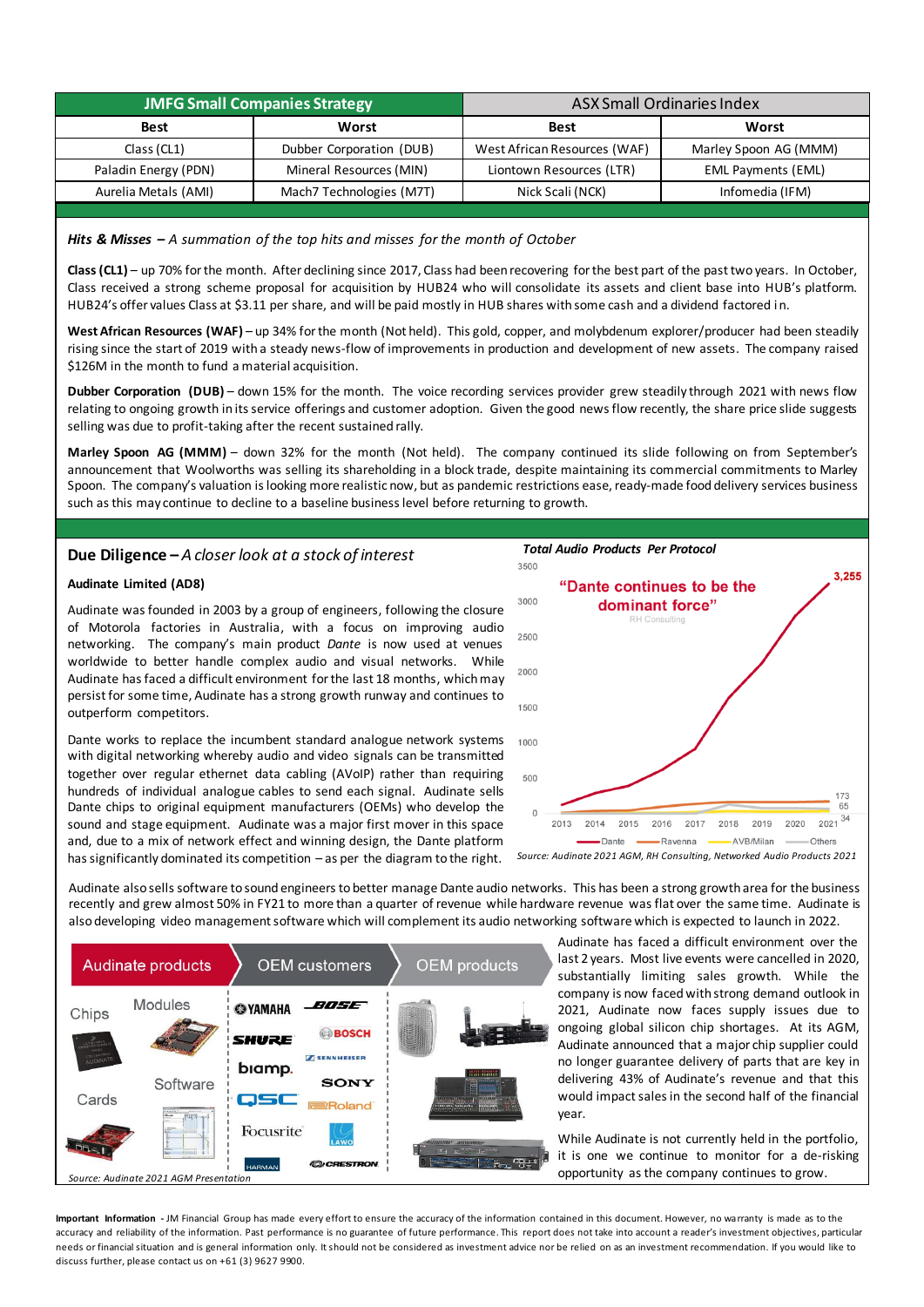| JMFG Small Companies Strategy | | ASX Small Ordinaries Index | |
|---|---|---|---|
| **Best** | **Worst** | **Best** | **Worst** |
| Class (CL1) | Dubber Corporation (DUB) | West African Resources (WAF) | Marley Spoon AG (MMM) |
| Paladin Energy (PDN) | Mineral Resources (MIN) | Liontown Resources (LTR) | EML Payments (EML) |
| Aurelia Metals (AMI) | Mach7 Technologies (M7T) | Nick Scali (NCK) | Infomedia (IFM) |

***Hits & Misses** – A summation of the top hits and misses for the month of October*

**Class (CL1)** – up 70% for the month. After declining since 2017, Class had been recovering for the best part of the past two years. In October, Class received a strong scheme proposal for acquisition by HUB24 who will consolidate its assets and client base into HUB's platform. HUB24's offer values Class at $3.11 per share, and will be paid mostly in HUB shares with some cash and a dividend factored in.

**West African Resources (WAF)** – up 34% for the month (Not held). This gold, copper, and molybdenum explorer/producer had been steadily rising since the start of 2019 with a steady news-flow of improvements in production and development of new assets. The company raised $126M in the month to fund a material acquisition.

**Dubber Corporation (DUB)** – down 15% for the month. The voice recording services provider grew steadily through 2021 with news flow relating to ongoing growth in its service offerings and customer adoption. Given the good news flow recently, the share price slide suggests selling was due to profit-taking after the recent sustained rally.

**Marley Spoon AG (MMM)** – down 32% for the month (Not held). The company continued its slide following on from September's announcement that Woolworths was selling its shareholding in a block trade, despite maintaining its commercial commitments to Marley Spoon. The company's valuation is looking more realistic now, but as pandemic restrictions ease, ready-made food delivery services business such as this may continue to decline to a baseline business level before returning to growth.

## Due Diligence – *A closer look at a stock of interest*

**Audinate Limited (AD8)**

Audinate was founded in 2003 by a group of engineers, following the closure of Motorola factories in Australia, with a focus on improving audio networking. The company's main product *Dante* is now used at venues worldwide to better handle complex audio and visual networks. While Audinate has faced a difficult environment for the last 18 months, which may persist for some time, Audinate has a strong growth runway and continues to outperform competitors.

Dante works to replace the incumbent standard analogue network systems with digital networking whereby audio and video signals can be transmitted together over regular ethernet data cabling (AVoIP) rather than requiring hundreds of individual analogue cables to send each signal. Audinate sells Dante chips to original equipment manufacturers (OEMs) who develop the sound and stage equipment. Audinate was a major first mover in this space and, due to a mix of network effect and winning design, the Dante platform has significantly dominated its competition – as per the diagram to the right.

*Total Audio Products Per Protocol*

"Dante continues to be the dominant force"
RH Consulting

3500
3000
2500
2000
1500
1000
500
0

2013 2014 2015 2016 2017 2018 2019 2020 2021

3,255
173
65
34

Dante — Ravenna — AVB/Milan — Others

*Source: Audinate 2021 AGM, RH Consulting, Networked Audio Products 2021*

Audinate also sells software to sound engineers to better manage Dante audio networks. This has been a strong growth area for the business recently and grew almost 50% in FY21 to more than a quarter of revenue while hardware revenue was flat over the same time. Audinate is also developing video management software which will complement its audio networking software which is expected to launch in 2022.

Audinate products — OEM customers — OEM products

Chips
Modules
Software
Cards

YAMAHA, BOSE, SHURE, BOSCH, SENNHEISER, biamp, SONY, QSC, Roland, Focusrite, LAWO, HARMAN, CRESTRON

*Source: Audinate 2021 AGM Presentation*

Audinate has faced a difficult environment over the last 2 years. Most live events were cancelled in 2020, substantially limiting sales growth. While the company is now faced with strong demand outlook in 2021, Audinate now faces supply issues due to ongoing global silicon chip shortages. At its AGM, Audinate announced that a major chip supplier could no longer guarantee delivery of parts that are key in delivering 43% of Audinate's revenue and that this would impact sales in the second half of the financial year.

While Audinate is not currently held in the portfolio, it is one we continue to monitor for a de-risking opportunity as the company continues to grow.

**Important Information** - JM Financial Group has made every effort to ensure the accuracy of the information contained in this document. However, no warranty is made as to the accuracy and reliability of the information. Past performance is no guarantee of future performance. This report does not take into account a reader's investment objectives, particular needs or financial situation and is general information only. It should not be considered as investment advice nor be relied on as an investment recommendation. If you would like to discuss further, please contact us on +61 (3) 9627 9900.